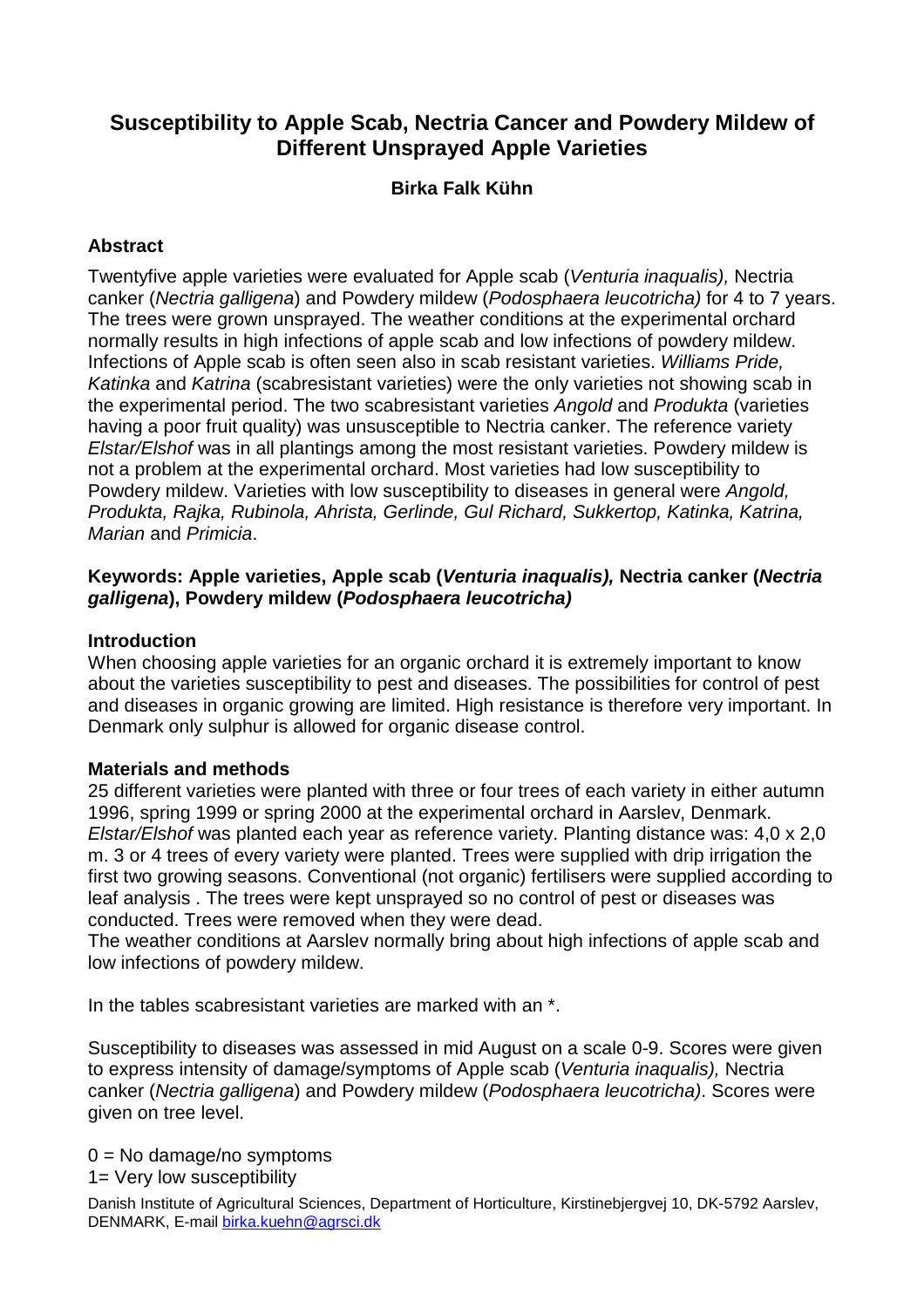# Susceptibility to Apple Scab, Nectria Cancer and Powdery Mildew of Different Unsprayed Apple Varieties

**Birka Falk Kühn**

## Abstract

Twentyfive apple varieties were evaluated for Apple scab (*Venturia inaqualis),* Nectria canker (*Nectria galligena*) and Powdery mildew (*Podosphaera leucotricha)* for 4 to 7 years. The trees were grown unsprayed. The weather conditions at the experimental orchard normally results in high infections of apple scab and low infections of powdery mildew. Infections of Apple scab is often seen also in scab resistant varieties. *Williams Pride, Katinka* and *Katrina* (scabresistant varieties) were the only varieties not showing scab in the experimental period. The two scabresistant varieties *Angold* and *Produkta* (varieties having a poor fruit quality) was unsusceptible to Nectria canker. The reference variety *Elstar/Elshof* was in all plantings among the most resistant varieties. Powdery mildew is not a problem at the experimental orchard. Most varieties had low susceptibility to Powdery mildew. Varieties with low susceptibility to diseases in general were *Angold, Produkta, Rajka, Rubinola, Ahrista, Gerlinde, Gul Richard, Sukkertop, Katinka, Katrina, Marian* and *Primicia*.

**Keywords: Apple varieties, Apple scab (*Venturia inaqualis),* Nectria canker (*Nectria galligena*), Powdery mildew (*Podosphaera leucotricha)***

## Introduction

When choosing apple varieties for an organic orchard it is extremely important to know about the varieties susceptibility to pest and diseases. The possibilities for control of pest and diseases in organic growing are limited. High resistance is therefore very important. In Denmark only sulphur is allowed for organic disease control.

## Materials and methods

25 different varieties were planted with three or four trees of each variety in either autumn 1996, spring 1999 or spring 2000 at the experimental orchard in Aarslev, Denmark. *Elstar/Elshof* was planted each year as reference variety. Planting distance was: 4,0 x 2,0 m. 3 or 4 trees of every variety were planted. Trees were supplied with drip irrigation the first two growing seasons. Conventional (not organic) fertilisers were supplied according to leaf analysis . The trees were kept unsprayed so no control of pest or diseases was conducted. Trees were removed when they were dead.

The weather conditions at Aarslev normally bring about high infections of apple scab and low infections of powdery mildew.

In the tables scabresistant varieties are marked with an *.

Susceptibility to diseases was assessed in mid August on a scale 0-9. Scores were given to express intensity of damage/symptoms of Apple scab (*Venturia inaqualis),* Nectria canker (*Nectria galligena*) and Powdery mildew (*Podosphaera leucotricha)*. Scores were given on tree level.

0 = No damage/no symptoms
1= Very low susceptibility

Danish Institute of Agricultural Sciences, Department of Horticulture, Kirstinebjergvej 10, DK-5792 Aarslev, DENMARK, E-mail birka.kuehn@agrsci.dk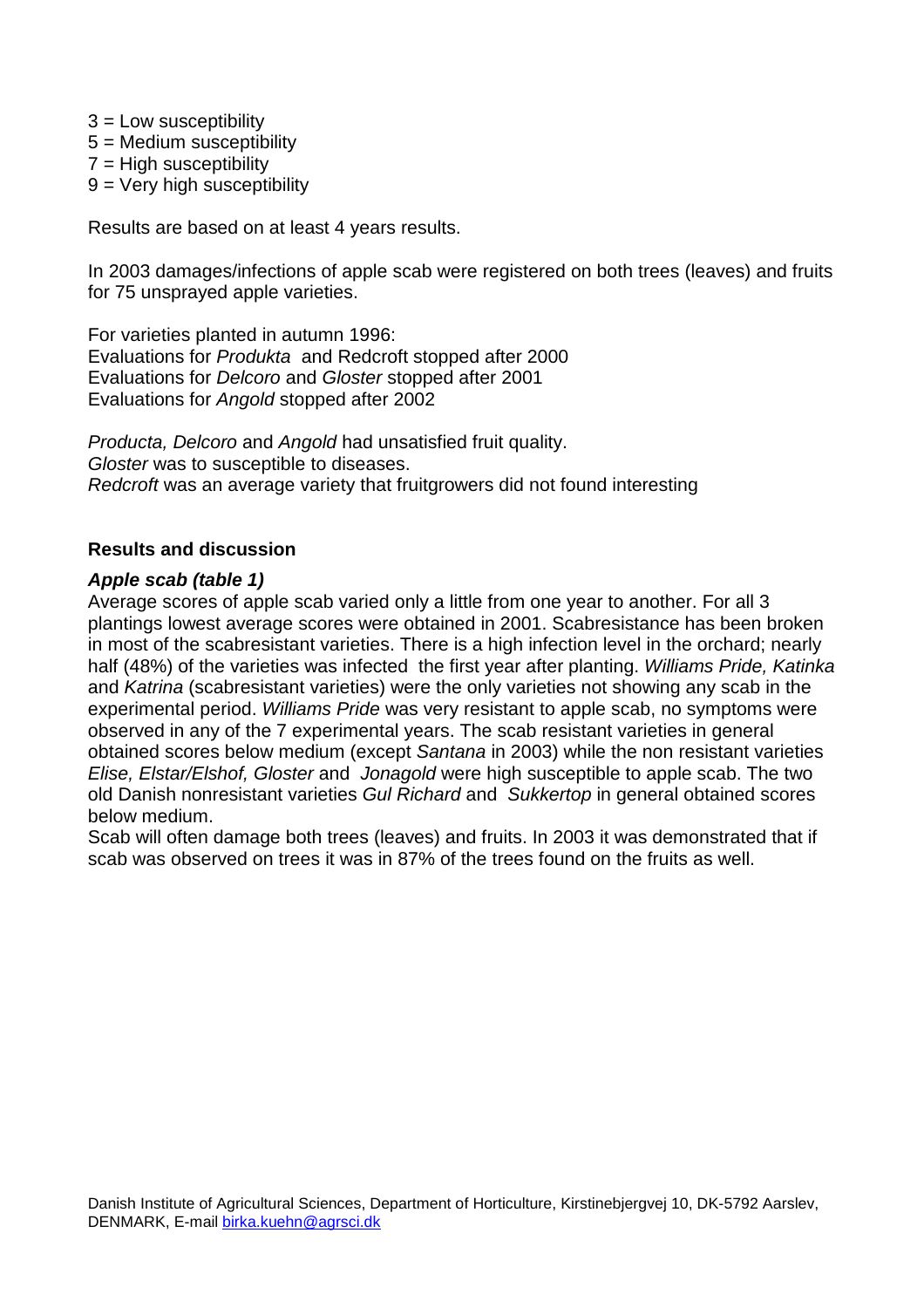3 = Low susceptibility
5 = Medium susceptibility
7 = High susceptibility
9 = Very high susceptibility

Results are based on at least 4 years results.

In 2003 damages/infections of apple scab were registered on both trees (leaves) and fruits for 75 unsprayed apple varieties.

For varieties planted in autumn 1996:
Evaluations for *Produkta* and Redcroft stopped after 2000
Evaluations for *Delcoro* and *Gloster* stopped after 2001
Evaluations for *Angold* stopped after 2002

*Producta, Delcoro* and *Angold* had unsatisfied fruit quality.
*Gloster* was to susceptible to diseases.
*Redcroft* was an average variety that fruitgrowers did not found interesting

## Results and discussion

### *Apple scab (table 1)*

Average scores of apple scab varied only a little from one year to another. For all 3 plantings lowest average scores were obtained in 2001. Scabresistance has been broken in most of the scabresistant varieties. There is a high infection level in the orchard; nearly half (48%) of the varieties was infected the first year after planting. *Williams Pride, Katinka* and *Katrina* (scabresistant varieties) were the only varieties not showing any scab in the experimental period. *Williams Pride* was very resistant to apple scab, no symptoms were observed in any of the 7 experimental years. The scab resistant varieties in general obtained scores below medium (except *Santana* in 2003) while the non resistant varieties *Elise, Elstar/Elshof, Gloster* and *Jonagold* were high susceptible to apple scab. The two old Danish nonresistant varieties *Gul Richard* and *Sukkertop* in general obtained scores below medium.
Scab will often damage both trees (leaves) and fruits. In 2003 it was demonstrated that if scab was observed on trees it was in 87% of the trees found on the fruits as well.

Danish Institute of Agricultural Sciences, Department of Horticulture, Kirstinebjergvej 10, DK-5792 Aarslev, DENMARK, E-mail birka.kuehn@agrsci.dk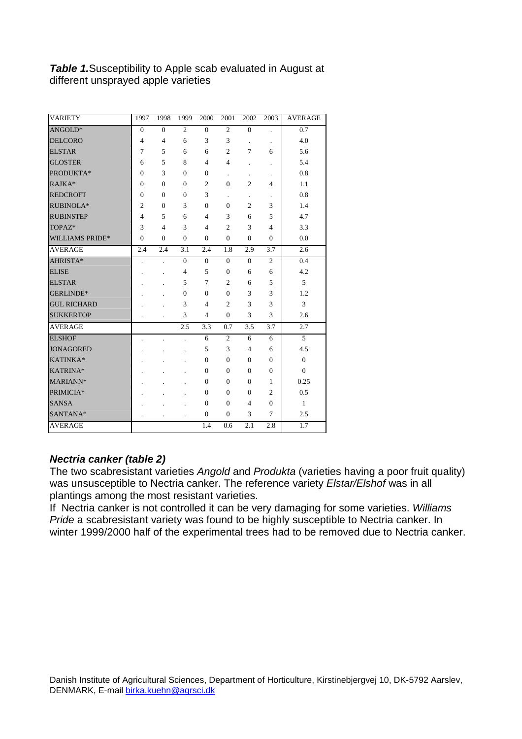***Table 1.*** Susceptibility to Apple scab evaluated in August at different unsprayed apple varieties

| VARIETY | 1997 | 1998 | 1999 | 2000 | 2001 | 2002 | 2003 | AVERAGE |
|---|---|---|---|---|---|---|---|---|
| ANGOLD* | 0 | 0 | 2 | 0 | 2 | 0 | . | 0.7 |
| DELCORO | 4 | 4 | 6 | 3 | 3 | . | . | 4.0 |
| ELSTAR | 7 | 5 | 6 | 6 | 2 | 7 | 6 | 5.6 |
| GLOSTER | 6 | 5 | 8 | 4 | 4 | . | . | 5.4 |
| PRODUKTA* | 0 | 3 | 0 | 0 | . | . | . | 0.8 |
| RAJKA* | 0 | 0 | 0 | 2 | 0 | 2 | 4 | 1.1 |
| REDCROFT | 0 | 0 | 0 | 3 | . | . | . | 0.8 |
| RUBINOLA* | 2 | 0 | 3 | 0 | 0 | 2 | 3 | 1.4 |
| RUBINSTEP | 4 | 5 | 6 | 4 | 3 | 6 | 5 | 4.7 |
| TOPAZ* | 3 | 4 | 3 | 4 | 2 | 3 | 4 | 3.3 |
| WILLIAMS PRIDE* | 0 | 0 | 0 | 0 | 0 | 0 | 0 | 0.0 |
| AVERAGE | 2.4 | 2.4 | 3.1 | 2.4 | 1.8 | 2.9 | 3.7 | 2.6 |
| AHRISTA* | . | . | 0 | 0 | 0 | 0 | 2 | 0.4 |
| ELISE | . | . | 4 | 5 | 0 | 6 | 6 | 4.2 |
| ELSTAR | . | . | 5 | 7 | 2 | 6 | 5 | 5 |
| GERLINDE* | . | . | 0 | 0 | 0 | 3 | 3 | 1.2 |
| GUL RICHARD | . | . | 3 | 4 | 2 | 3 | 3 | 3 |
| SUKKERTOP | . | . | 3 | 4 | 0 | 3 | 3 | 2.6 |
| AVERAGE | | | 2.5 | 3.3 | 0.7 | 3.5 | 3.7 | 2.7 |
| ELSHOF | . | . | . | 6 | 2 | 6 | 6 | 5 |
| JONAGORED | . | . | . | 5 | 3 | 4 | 6 | 4.5 |
| KATINKA* | . | . | . | 0 | 0 | 0 | 0 | 0 |
| KATRINA* | . | . | . | 0 | 0 | 0 | 0 | 0 |
| MARIANN* | . | . | . | 0 | 0 | 0 | 1 | 0.25 |
| PRIMICIA* | . | . | . | 0 | 0 | 0 | 2 | 0.5 |
| SANSA | . | . | . | 0 | 0 | 4 | 0 | 1 |
| SANTANA* | . | . | . | 0 | 0 | 3 | 7 | 2.5 |
| AVERAGE | | | | 1.4 | 0.6 | 2.1 | 2.8 | 1.7 |

### *Nectria canker (table 2)*

The two scabresistant varieties *Angold* and *Produkta* (varieties having a poor fruit quality) was unsusceptible to Nectria canker. The reference variety *Elstar/Elshof* was in all plantings among the most resistant varieties.

If Nectria canker is not controlled it can be very damaging for some varieties. *Williams Pride* a scabresistant variety was found to be highly susceptible to Nectria canker. In winter 1999/2000 half of the experimental trees had to be removed due to Nectria canker.

Danish Institute of Agricultural Sciences, Department of Horticulture, Kirstinebjergvej 10, DK-5792 Aarslev, DENMARK, E-mail birka.kuehn@agrsci.dk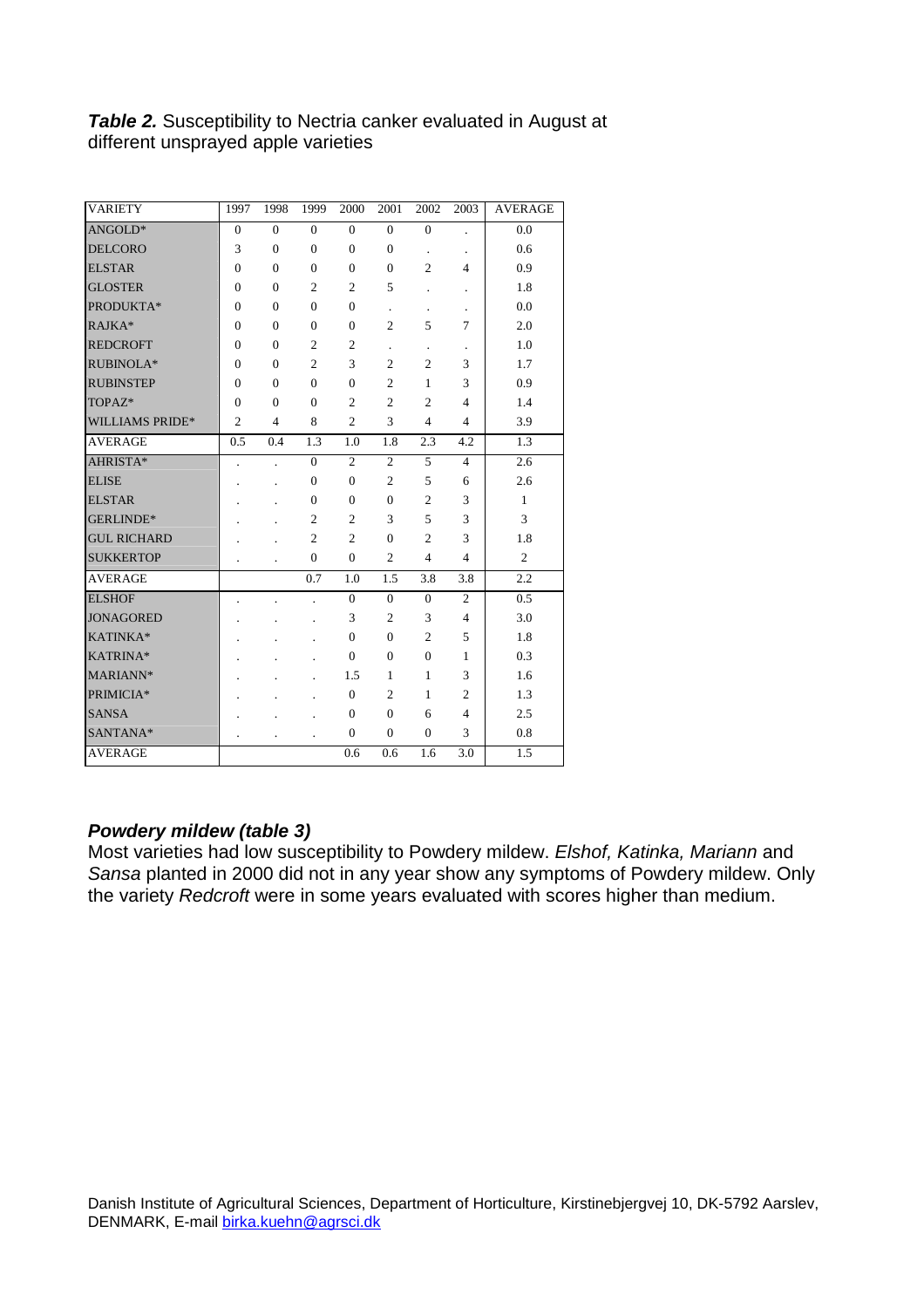***Table 2.*** Susceptibility to Nectria canker evaluated in August at different unsprayed apple varieties

| VARIETY | 1997 | 1998 | 1999 | 2000 | 2001 | 2002 | 2003 | AVERAGE |
|---|---|---|---|---|---|---|---|---|
| ANGOLD* | 0 | 0 | 0 | 0 | 0 | 0 | . | 0.0 |
| DELCORO | 3 | 0 | 0 | 0 | 0 | . | . | 0.6 |
| ELSTAR | 0 | 0 | 0 | 0 | 0 | 2 | 4 | 0.9 |
| GLOSTER | 0 | 0 | 2 | 2 | 5 | . | . | 1.8 |
| PRODUKTA* | 0 | 0 | 0 | 0 | . | . | . | 0.0 |
| RAJKA* | 0 | 0 | 0 | 0 | 2 | 5 | 7 | 2.0 |
| REDCROFT | 0 | 0 | 2 | 2 | . | . | . | 1.0 |
| RUBINOLA* | 0 | 0 | 2 | 3 | 2 | 2 | 3 | 1.7 |
| RUBINSTEP | 0 | 0 | 0 | 0 | 2 | 1 | 3 | 0.9 |
| TOPAZ* | 0 | 0 | 0 | 2 | 2 | 2 | 4 | 1.4 |
| WILLIAMS PRIDE* | 2 | 4 | 8 | 2 | 3 | 4 | 4 | 3.9 |
| AVERAGE | 0.5 | 0.4 | 1.3 | 1.0 | 1.8 | 2.3 | 4.2 | 1.3 |
| AHRISTA* | . | . | 0 | 2 | 2 | 5 | 4 | 2.6 |
| ELISE | . | . | 0 | 0 | 2 | 5 | 6 | 2.6 |
| ELSTAR | . | . | 0 | 0 | 0 | 2 | 3 | 1 |
| GERLINDE* | . | . | 2 | 2 | 3 | 5 | 3 | 3 |
| GUL RICHARD | . | . | 2 | 2 | 0 | 2 | 3 | 1.8 |
| SUKKERTOP | . | . | 0 | 0 | 2 | 4 | 4 | 2 |
| AVERAGE | | | 0.7 | 1.0 | 1.5 | 3.8 | 3.8 | 2.2 |
| ELSHOF | . | . | . | 0 | 0 | 0 | 2 | 0.5 |
| JONAGORED | . | . | . | 3 | 2 | 3 | 4 | 3.0 |
| KATINKA* | . | . | . | 0 | 0 | 2 | 5 | 1.8 |
| KATRINA* | . | . | . | 0 | 0 | 0 | 1 | 0.3 |
| MARIANN* | . | . | . | 1.5 | 1 | 1 | 3 | 1.6 |
| PRIMICIA* | . | . | . | 0 | 2 | 1 | 2 | 1.3 |
| SANSA | . | . | . | 0 | 0 | 6 | 4 | 2.5 |
| SANTANA* | . | . | . | 0 | 0 | 0 | 3 | 0.8 |
| AVERAGE | | | | 0.6 | 0.6 | 1.6 | 3.0 | 1.5 |

### *Powdery mildew (table 3)*

Most varieties had low susceptibility to Powdery mildew. *Elshof, Katinka, Mariann* and *Sansa* planted in 2000 did not in any year show any symptoms of Powdery mildew. Only the variety *Redcroft* were in some years evaluated with scores higher than medium.

Danish Institute of Agricultural Sciences, Department of Horticulture, Kirstinebjergvej 10, DK-5792 Aarslev, DENMARK, E-mail birka.kuehn@agrsci.dk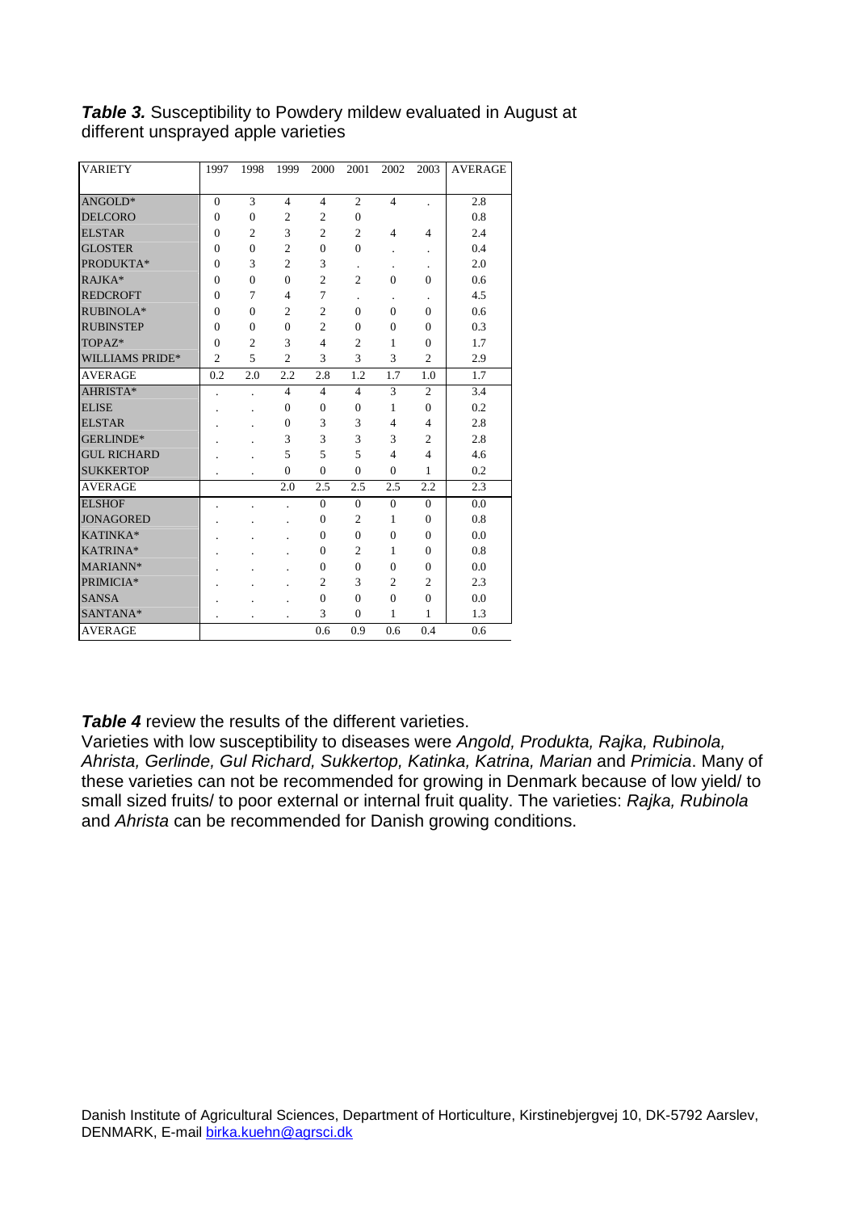***Table 3.*** Susceptibility to Powdery mildew evaluated in August at different unsprayed apple varieties

| VARIETY | 1997 | 1998 | 1999 | 2000 | 2001 | 2002 | 2003 | AVERAGE |
|---|---|---|---|---|---|---|---|---|
| ANGOLD* | 0 | 3 | 4 | 4 | 2 | 4 | . | 2.8 |
| DELCORO | 0 | 0 | 2 | 2 | 0 | | | 0.8 |
| ELSTAR | 0 | 2 | 3 | 2 | 2 | 4 | 4 | 2.4 |
| GLOSTER | 0 | 0 | 2 | 0 | 0 | . | . | 0.4 |
| PRODUKTA* | 0 | 3 | 2 | 3 | . | . | . | 2.0 |
| RAJKA* | 0 | 0 | 0 | 2 | 2 | 0 | 0 | 0.6 |
| REDCROFT | 0 | 7 | 4 | 7 | . | . | . | 4.5 |
| RUBINOLA* | 0 | 0 | 2 | 2 | 0 | 0 | 0 | 0.6 |
| RUBINSTEP | 0 | 0 | 0 | 2 | 0 | 0 | 0 | 0.3 |
| TOPAZ* | 0 | 2 | 3 | 4 | 2 | 1 | 0 | 1.7 |
| WILLIAMS PRIDE* | 2 | 5 | 2 | 3 | 3 | 3 | 2 | 2.9 |
| AVERAGE | 0.2 | 2.0 | 2.2 | 2.8 | 1.2 | 1.7 | 1.0 | 1.7 |
| AHRISTA* | . | . | 4 | 4 | 4 | 3 | 2 | 3.4 |
| ELISE | . | . | 0 | 0 | 0 | 1 | 0 | 0.2 |
| ELSTAR | . | . | 0 | 3 | 3 | 4 | 4 | 2.8 |
| GERLINDE* | . | . | 3 | 3 | 3 | 3 | 2 | 2.8 |
| GUL RICHARD | . | . | 5 | 5 | 5 | 4 | 4 | 4.6 |
| SUKKERTOP | . | . | 0 | 0 | 0 | 0 | 1 | 0.2 |
| AVERAGE | | | 2.0 | 2.5 | 2.5 | 2.5 | 2.2 | 2.3 |
| ELSHOF | . | . | . | 0 | 0 | 0 | 0 | 0.0 |
| JONAGORED | . | . | . | 0 | 2 | 1 | 0 | 0.8 |
| KATINKA* | . | . | . | 0 | 0 | 0 | 0 | 0.0 |
| KATRINA* | . | . | . | 0 | 2 | 1 | 0 | 0.8 |
| MARIANN* | . | . | . | 0 | 0 | 0 | 0 | 0.0 |
| PRIMICIA* | . | . | . | 2 | 3 | 2 | 2 | 2.3 |
| SANSA | . | . | . | 0 | 0 | 0 | 0 | 0.0 |
| SANTANA* | . | . | . | 3 | 0 | 1 | 1 | 1.3 |
| AVERAGE | | | | 0.6 | 0.9 | 0.6 | 0.4 | 0.6 |

***Table 4*** review the results of the different varieties.

Varieties with low susceptibility to diseases were *Angold, Produkta, Rajka, Rubinola, Ahrista, Gerlinde, Gul Richard, Sukkertop, Katinka, Katrina, Marian* and *Primicia*. Many of these varieties can not be recommended for growing in Denmark because of low yield/ to small sized fruits/ to poor external or internal fruit quality. The varieties: *Rajka, Rubinola* and *Ahrista* can be recommended for Danish growing conditions.

Danish Institute of Agricultural Sciences, Department of Horticulture, Kirstinebjergvej 10, DK-5792 Aarslev, DENMARK, E-mail birka.kuehn@agrsci.dk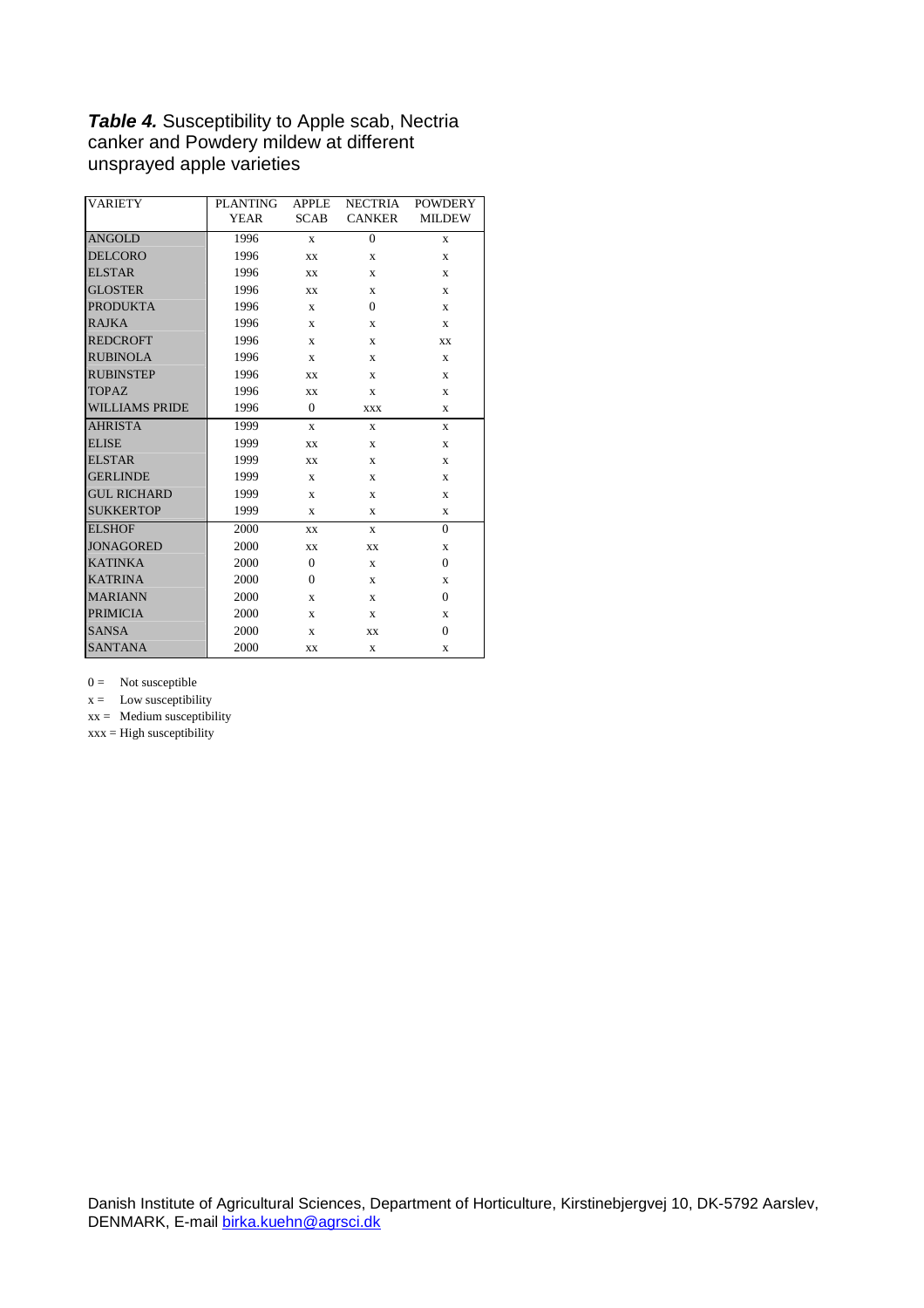***Table 4.*** Susceptibility to Apple scab, Nectria canker and Powdery mildew at different unsprayed apple varieties

| VARIETY | PLANTING YEAR | APPLE SCAB | NECTRIA CANKER | POWDERY MILDEW |
|---|---|---|---|---|
| ANGOLD | 1996 | x | 0 | x |
| DELCORO | 1996 | xx | x | x |
| ELSTAR | 1996 | xx | x | x |
| GLOSTER | 1996 | xx | x | x |
| PRODUKTA | 1996 | x | 0 | x |
| RAJKA | 1996 | x | x | x |
| REDCROFT | 1996 | x | x | xx |
| RUBINOLA | 1996 | x | x | x |
| RUBINSTEP | 1996 | xx | x | x |
| TOPAZ | 1996 | xx | x | x |
| WILLIAMS PRIDE | 1996 | 0 | xxx | x |
| AHRISTA | 1999 | x | x | x |
| ELISE | 1999 | xx | x | x |
| ELSTAR | 1999 | xx | x | x |
| GERLINDE | 1999 | x | x | x |
| GUL RICHARD | 1999 | x | x | x |
| SUKKERTOP | 1999 | x | x | x |
| ELSHOF | 2000 | xx | x | 0 |
| JONAGORED | 2000 | xx | xx | x |
| KATINKA | 2000 | 0 | x | 0 |
| KATRINA | 2000 | 0 | x | x |
| MARIANN | 2000 | x | x | 0 |
| PRIMICIA | 2000 | x | x | x |
| SANSA | 2000 | x | xx | 0 |
| SANTANA | 2000 | xx | x | x |

0 = Not susceptible

x = Low susceptibility

xx = Medium susceptibility

xxx = High susceptibility

Danish Institute of Agricultural Sciences, Department of Horticulture, Kirstinebjergvej 10, DK-5792 Aarslev, DENMARK, E-mail birka.kuehn@agrsci.dk